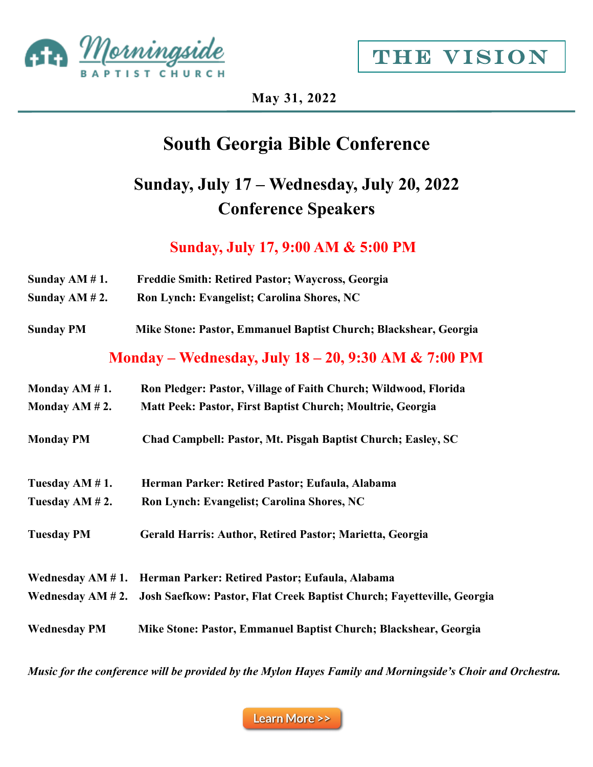Morningside BAPTIST CHURCH

THE VISION

**May 31, 2022**

# South Georgia Bible Conference

## Sunday, July 17 – Wednesday, July 20, 2022
## Conference Speakers

### Sunday, July 17, 9:00 AM & 5:00 PM

**Sunday AM # 1.** **Freddie Smith: Retired Pastor; Waycross, Georgia**
**Sunday AM # 2.** **Ron Lynch: Evangelist; Carolina Shores, NC**

**Sunday PM** **Mike Stone: Pastor, Emmanuel Baptist Church; Blackshear, Georgia**

### Monday – Wednesday, July 18 – 20, 9:30 AM & 7:00 PM

**Monday AM # 1.** **Ron Pledger: Pastor, Village of Faith Church; Wildwood, Florida**
**Monday AM # 2.** **Matt Peek: Pastor, First Baptist Church; Moultrie, Georgia**

**Monday PM** **Chad Campbell: Pastor, Mt. Pisgah Baptist Church; Easley, SC**

**Tuesday AM # 1.** **Herman Parker: Retired Pastor; Eufaula, Alabama**
**Tuesday AM # 2.** **Ron Lynch: Evangelist; Carolina Shores, NC**

**Tuesday PM** **Gerald Harris: Author, Retired Pastor; Marietta, Georgia**

**Wednesday AM # 1.** **Herman Parker: Retired Pastor; Eufaula, Alabama**
**Wednesday AM # 2.** **Josh Saefkow: Pastor, Flat Creek Baptist Church; Fayetteville, Georgia**

**Wednesday PM** **Mike Stone: Pastor, Emmanuel Baptist Church; Blackshear, Georgia**

***Music for the conference will be provided by the Mylon Hayes Family and Morningside's Choir and Orchestra.***

Learn More >>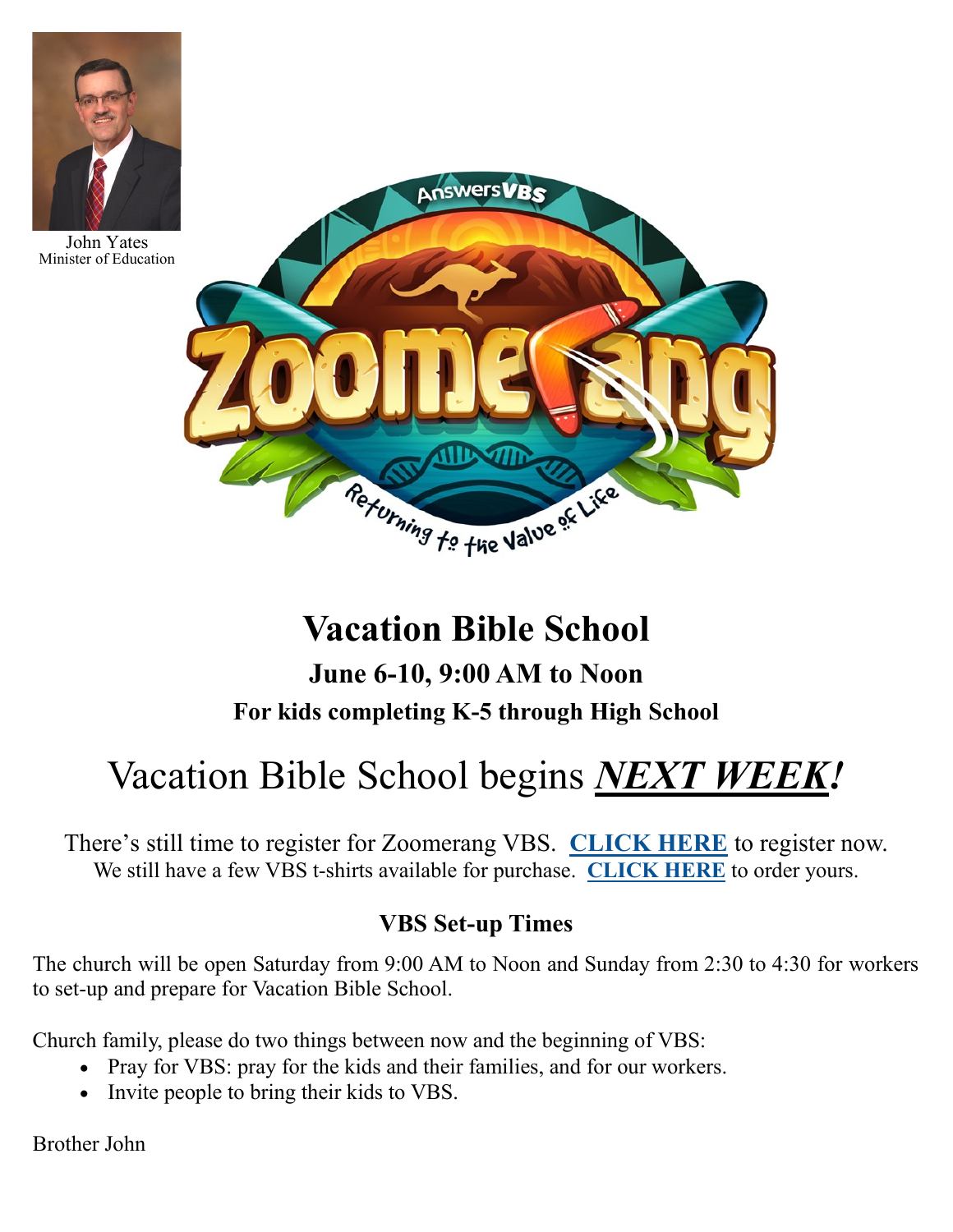John Yates
Minister of Education

# Vacation Bible School

### June 6-10, 9:00 AM to Noon

### For kids completing K-5 through High School

## Vacation Bible School begins ***NEXT WEEK!***

There's still time to register for Zoomerang VBS. **CLICK HERE** to register now.
We still have a few VBS t-shirts available for purchase. **CLICK HERE** to order yours.

### VBS Set-up Times

The church will be open Saturday from 9:00 AM to Noon and Sunday from 2:30 to 4:30 for workers to set-up and prepare for Vacation Bible School.

Church family, please do two things between now and the beginning of VBS:

- Pray for VBS: pray for the kids and their families, and for our workers.
- Invite people to bring their kids to VBS.

Brother John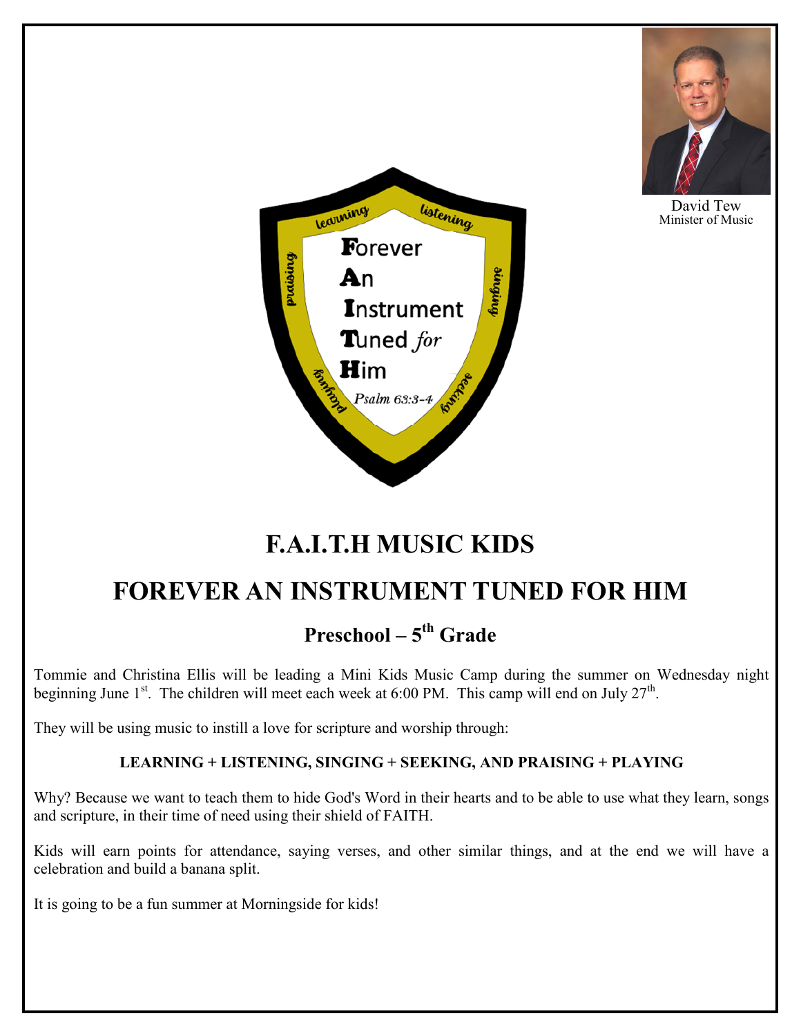David Tew
Minister of Music

learning listening singing seeking playing praising

**F**orever
**A**n
**I**nstrument
**T**uned *for*
**H**im

*Psalm 63:3-4*

# F.A.I.T.H MUSIC KIDS

# FOREVER AN INSTRUMENT TUNED FOR HIM

## Preschool – 5th Grade

Tommie and Christina Ellis will be leading a Mini Kids Music Camp during the summer on Wednesday night beginning June 1st. The children will meet each week at 6:00 PM. This camp will end on July 27th.

They will be using music to instill a love for scripture and worship through:

**LEARNING + LISTENING, SINGING + SEEKING, AND PRAISING + PLAYING**

Why? Because we want to teach them to hide God's Word in their hearts and to be able to use what they learn, songs and scripture, in their time of need using their shield of FAITH.

Kids will earn points for attendance, saying verses, and other similar things, and at the end we will have a celebration and build a banana split.

It is going to be a fun summer at Morningside for kids!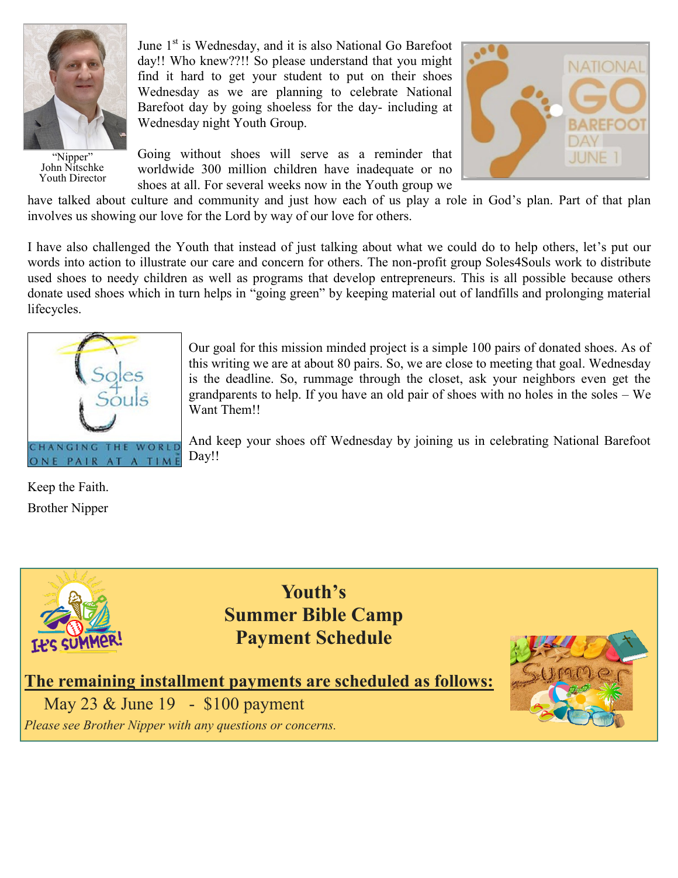"Nipper"
John Nitschke
Youth Director

June 1st is Wednesday, and it is also National Go Barefoot day!! Who knew??!! So please understand that you might find it hard to get your student to put on their shoes Wednesday as we are planning to celebrate National Barefoot day by going shoeless for the day- including at Wednesday night Youth Group.

Going without shoes will serve as a reminder that worldwide 300 million children have inadequate or no shoes at all. For several weeks now in the Youth group we have talked about culture and community and just how each of us play a role in God's plan. Part of that plan involves us showing our love for the Lord by way of our love for others.

I have also challenged the Youth that instead of just talking about what we could do to help others, let's put our words into action to illustrate our care and concern for others. The non-profit group Soles4Souls work to distribute used shoes to needy children as well as programs that develop entrepreneurs. This is all possible because others donate used shoes which in turn helps in "going green" by keeping material out of landfills and prolonging material lifecycles.

Our goal for this mission minded project is a simple 100 pairs of donated shoes. As of this writing we are at about 80 pairs. So, we are close to meeting that goal. Wednesday is the deadline. So, rummage through the closet, ask your neighbors even get the grandparents to help. If you have an old pair of shoes with no holes in the soles – We Want Them!!

And keep your shoes off Wednesday by joining us in celebrating National Barefoot Day!!

Keep the Faith.

Brother Nipper

## Youth's Summer Bible Camp Payment Schedule

**The remaining installment payments are scheduled as follows:**

May 23 & June 19 - $100 payment

*Please see Brother Nipper with any questions or concerns.*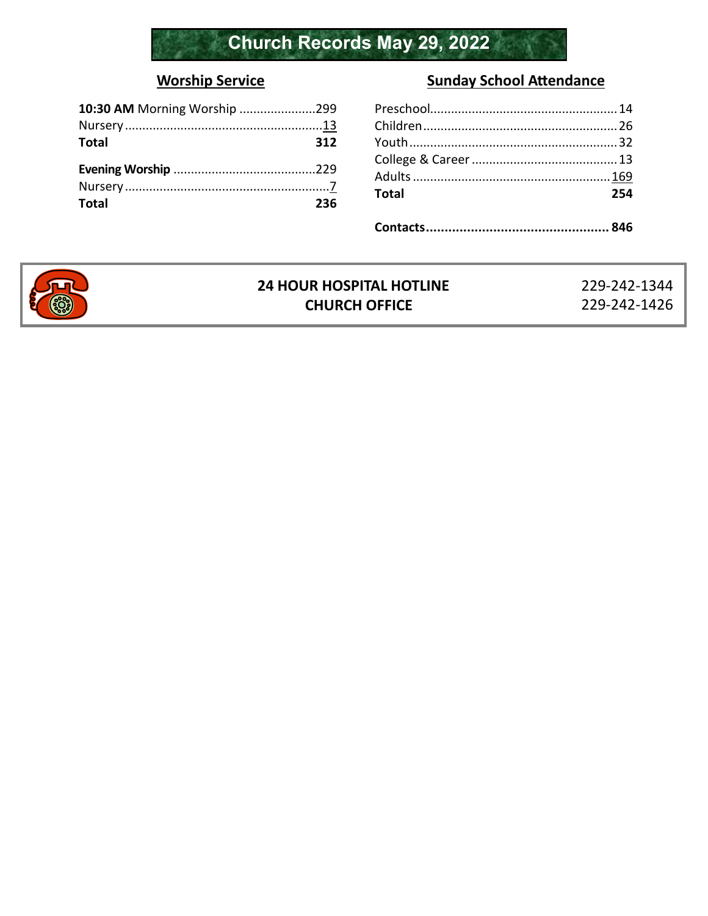# Church Records May 29, 2022

## Worship Service

| | |
|---|---|
| **10:30 AM** Morning Worship | 299 |
| Nursery | 13 |
| **Total** | **312** |

| | |
|---|---|
| **Evening Worship** | 229 |
| Nursery | 7 |
| **Total** | **236** |

## Sunday School Attendance

| | |
|---|---|
| Preschool | 14 |
| Children | 26 |
| Youth | 32 |
| College & Career | 13 |
| Adults | 169 |
| **Total** | **254** |

**Contacts**................................................ **846**

**24 HOUR HOSPITAL HOTLINE** 229-242-1344

**CHURCH OFFICE** 229-242-1426